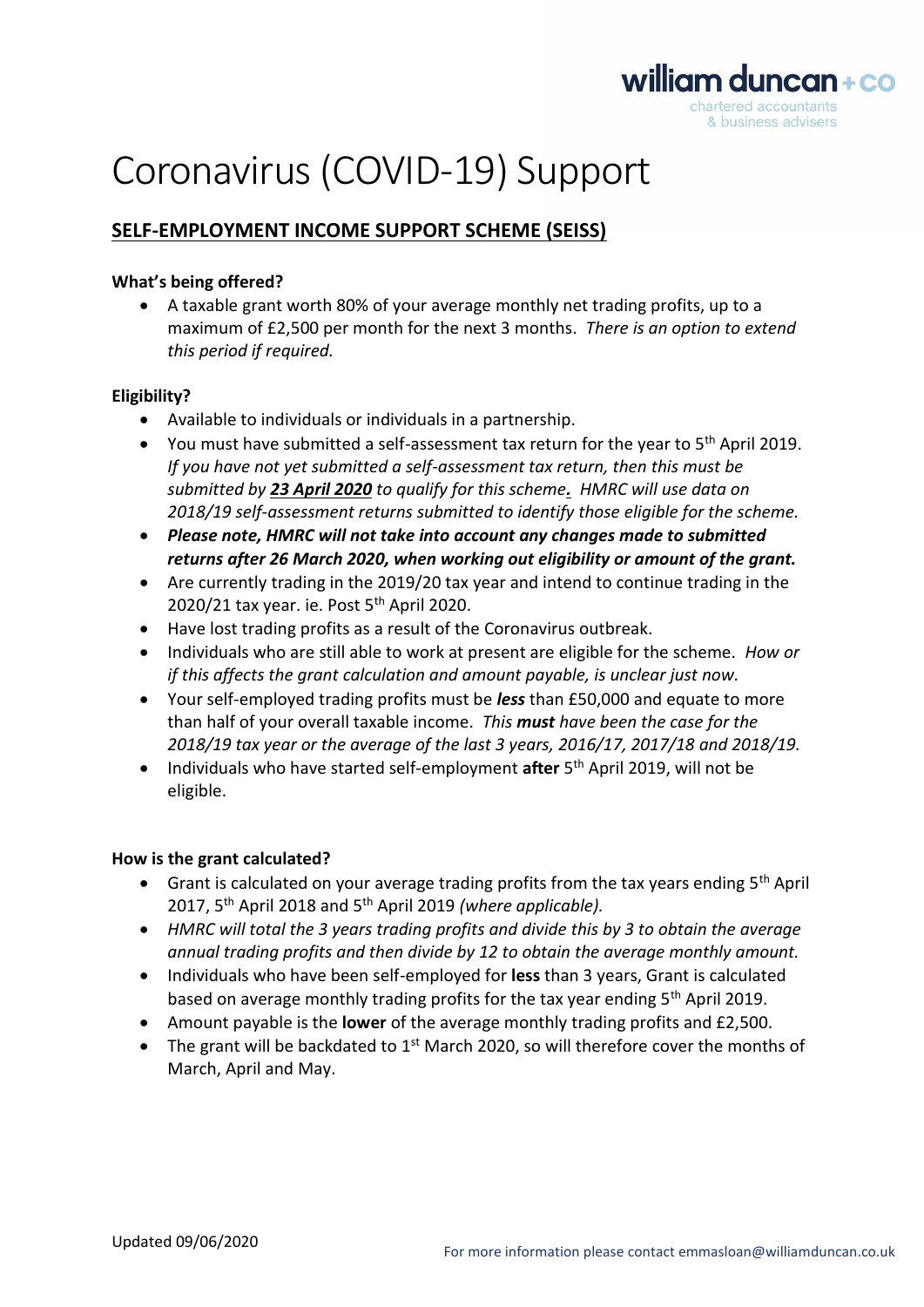# Coronavirus (COVID-19) Support

## SELF-EMPLOYMENT INCOME SUPPORT SCHEME (SEISS)

**What's being offered?**

- A taxable grant worth 80% of your average monthly net trading profits, up to a maximum of £2,500 per month for the next 3 months. *There is an option to extend this period if required.*

**Eligibility?**

- Available to individuals or individuals in a partnership.
- You must have submitted a self-assessment tax return for the year to 5th April 2019. *If you have not yet submitted a self-assessment tax return, then this must be submitted by **23 April 2020** to qualify for this scheme. HMRC will use data on 2018/19 self-assessment returns submitted to identify those eligible for the scheme.*
- ***Please note, HMRC will not take into account any changes made to submitted returns after 26 March 2020, when working out eligibility or amount of the grant.***
- Are currently trading in the 2019/20 tax year and intend to continue trading in the 2020/21 tax year. ie. Post 5th April 2020.
- Have lost trading profits as a result of the Coronavirus outbreak.
- Individuals who are still able to work at present are eligible for the scheme. *How or if this affects the grant calculation and amount payable, is unclear just now.*
- Your self-employed trading profits must be ***less*** than £50,000 and equate to more than half of your overall taxable income. *This **must** have been the case for the 2018/19 tax year or the average of the last 3 years, 2016/17, 2017/18 and 2018/19.*
- Individuals who have started self-employment **after** 5th April 2019, will not be eligible.

**How is the grant calculated?**

- Grant is calculated on your average trading profits from the tax years ending 5th April 2017, 5th April 2018 and 5th April 2019 *(where applicable).*
- *HMRC will total the 3 years trading profits and divide this by 3 to obtain the average annual trading profits and then divide by 12 to obtain the average monthly amount.*
- Individuals who have been self-employed for **less** than 3 years, Grant is calculated based on average monthly trading profits for the tax year ending 5th April 2019.
- Amount payable is the **lower** of the average monthly trading profits and £2,500.
- The grant will be backdated to 1st March 2020, so will therefore cover the months of March, April and May.

Updated 09/06/2020

For more information please contact emmasloan@williamduncan.co.uk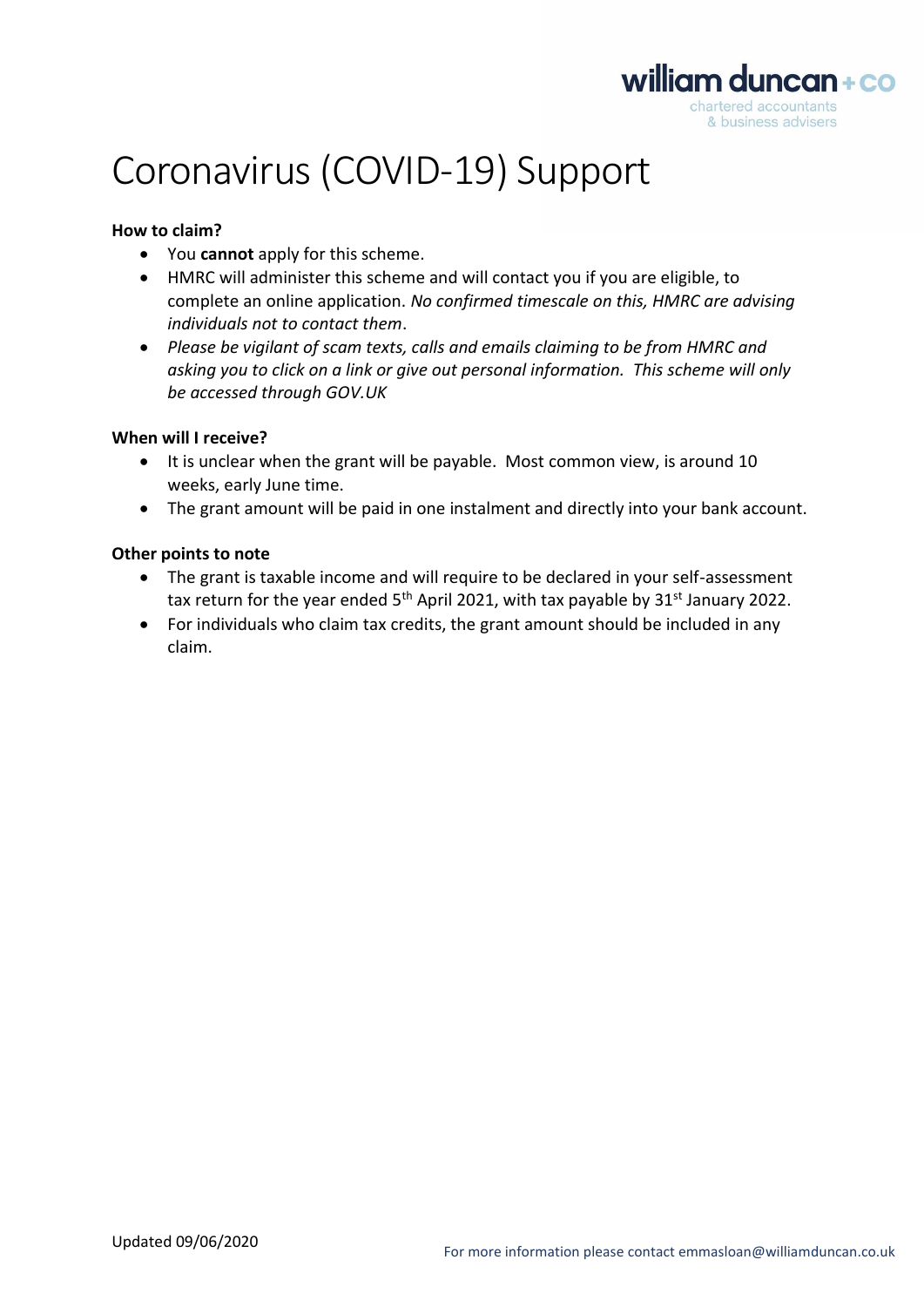# Coronavirus (COVID-19) Support

**How to claim?**

- You **cannot** apply for this scheme.
- HMRC will administer this scheme and will contact you if you are eligible, to complete an online application. *No confirmed timescale on this, HMRC are advising individuals not to contact them*.
- *Please be vigilant of scam texts, calls and emails claiming to be from HMRC and asking you to click on a link or give out personal information. This scheme will only be accessed through GOV.UK*

**When will I receive?**

- It is unclear when the grant will be payable. Most common view, is around 10 weeks, early June time.
- The grant amount will be paid in one instalment and directly into your bank account.

**Other points to note**

- The grant is taxable income and will require to be declared in your self-assessment tax return for the year ended 5th April 2021, with tax payable by 31st January 2022.
- For individuals who claim tax credits, the grant amount should be included in any claim.

Updated 09/06/2020

For more information please contact emmasloan@williamduncan.co.uk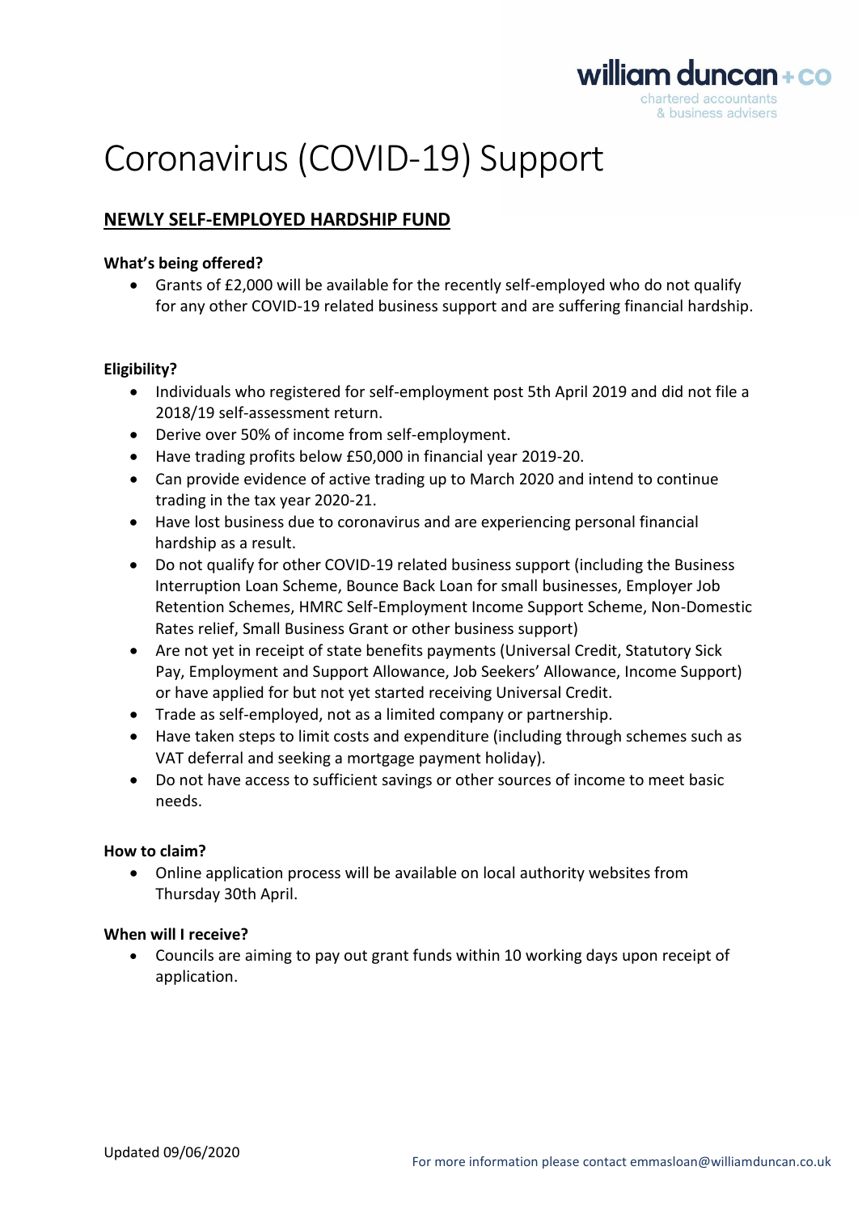william duncan + co
chartered accountants
& business advisers

# Coronavirus (COVID-19) Support

## NEWLY SELF-EMPLOYED HARDSHIP FUND

### What's being offered?

- Grants of £2,000 will be available for the recently self-employed who do not qualify for any other COVID-19 related business support and are suffering financial hardship.

### Eligibility?

- Individuals who registered for self-employment post 5th April 2019 and did not file a 2018/19 self-assessment return.
- Derive over 50% of income from self-employment.
- Have trading profits below £50,000 in financial year 2019-20.
- Can provide evidence of active trading up to March 2020 and intend to continue trading in the tax year 2020-21.
- Have lost business due to coronavirus and are experiencing personal financial hardship as a result.
- Do not qualify for other COVID-19 related business support (including the Business Interruption Loan Scheme, Bounce Back Loan for small businesses, Employer Job Retention Schemes, HMRC Self-Employment Income Support Scheme, Non-Domestic Rates relief, Small Business Grant or other business support)
- Are not yet in receipt of state benefits payments (Universal Credit, Statutory Sick Pay, Employment and Support Allowance, Job Seekers' Allowance, Income Support) or have applied for but not yet started receiving Universal Credit.
- Trade as self-employed, not as a limited company or partnership.
- Have taken steps to limit costs and expenditure (including through schemes such as VAT deferral and seeking a mortgage payment holiday).
- Do not have access to sufficient savings or other sources of income to meet basic needs.

### How to claim?

- Online application process will be available on local authority websites from Thursday 30th April.

### When will I receive?

- Councils are aiming to pay out grant funds within 10 working days upon receipt of application.

Updated 09/06/2020

For more information please contact emmasloan@williamduncan.co.uk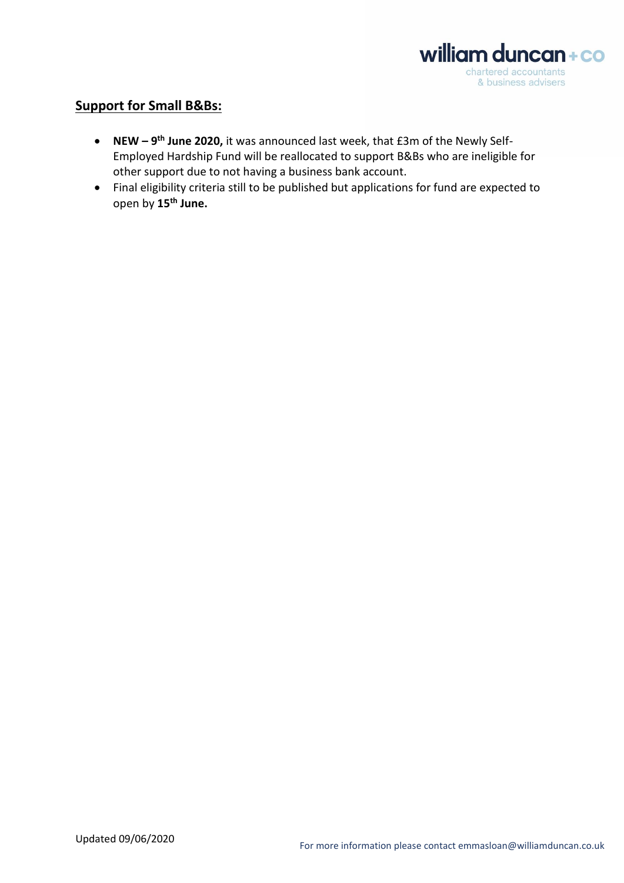## Support for Small B&Bs:

- **NEW – 9th June 2020,** it was announced last week, that £3m of the Newly Self-Employed Hardship Fund will be reallocated to support B&Bs who are ineligible for other support due to not having a business bank account.
- Final eligibility criteria still to be published but applications for fund are expected to open by **15th June.**